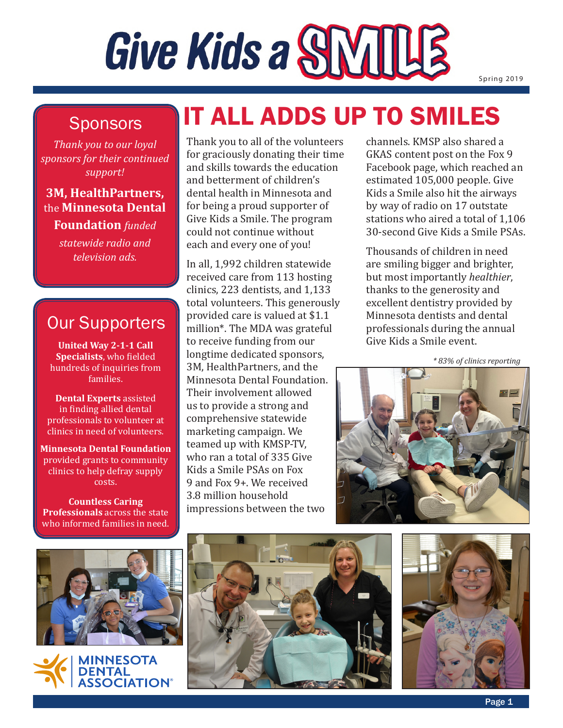# Give Kids a SMILE

Spring 2019

## Sponsors

*Thank you to our loyal sponsors for their continued support!*

**3M, HealthPartners,** the **Minnesota Dental Foundation** *funded statewide radio and television ads.*

## Our Supporters

**United Way 2-1-1 Call Specialists**, who fielded hundreds of inquiries from families.

**Dental Experts** assisted in finding allied dental professionals to volunteer at clinics in need of volunteers.

**Minnesota Dental Foundation** provided grants to community clinics to help defray supply costs.

**Countless Caring Professionals** across the state who informed families in need.

# IT ALL ADDS UP TO SMILES

Thank you to all of the volunteers for graciously donating their time and skills towards the education and betterment of children's dental health in Minnesota and for being a proud supporter of Give Kids a Smile. The program could not continue without each and every one of you!

In all, 1,992 children statewide received care from 113 hosting clinics, 223 dentists, and 1,133 total volunteers. This generously provided care is valued at $1.1 million*. The MDA was grateful to receive funding from our longtime dedicated sponsors, 3M, HealthPartners, and the Minnesota Dental Foundation. Their involvement allowed us to provide a strong and comprehensive statewide marketing campaign. We teamed up with KMSP-TV, who ran a total of 335 Give Kids a Smile PSAs on Fox 9 and Fox 9+. We received 3.8 million household impressions between the two channels. KMSP also shared a GKAS content post on the Fox 9 Facebook page, which reached an estimated 105,000 people. Give Kids a Smile also hit the airways by way of radio on 17 outstate stations who aired a total of 1,106 30-second Give Kids a Smile PSAs.

Thousands of children in need are smiling bigger and brighter, but most importantly *healthier*, thanks to the generosity and excellent dentistry provided by Minnesota dentists and dental professionals during the annual Give Kids a Smile event.

*\* 83% of clinics reporting*

MINNESOTA DENTAL ASSOCIATION®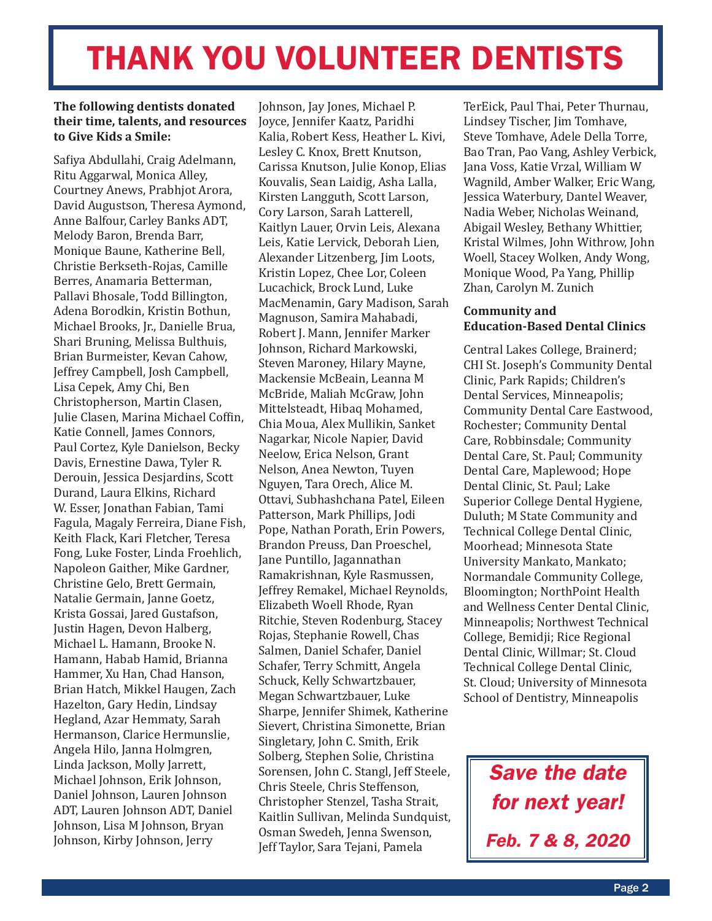# THANK YOU VOLUNTEER DENTISTS

**The following dentists donated their time, talents, and resources to Give Kids a Smile:**

Safiya Abdullahi, Craig Adelmann, Ritu Aggarwal, Monica Alley, Courtney Anews, Prabhjot Arora, David Augustson, Theresa Aymond, Anne Balfour, Carley Banks ADT, Melody Baron, Brenda Barr, Monique Baune, Katherine Bell, Christie Berkseth-Rojas, Camille Berres, Anamaria Betterman, Pallavi Bhosale, Todd Billington, Adena Borodkin, Kristin Bothun, Michael Brooks, Jr., Danielle Brua, Shari Bruning, Melissa Bulthuis, Brian Burmeister, Kevan Cahow, Jeffrey Campbell, Josh Campbell, Lisa Cepek, Amy Chi, Ben Christopherson, Martin Clasen, Julie Clasen, Marina Michael Coffin, Katie Connell, James Connors, Paul Cortez, Kyle Danielson, Becky Davis, Ernestine Dawa, Tyler R. Derouin, Jessica Desjardins, Scott Durand, Laura Elkins, Richard W. Esser, Jonathan Fabian, Tami Fagula, Magaly Ferreira, Diane Fish, Keith Flack, Kari Fletcher, Teresa Fong, Luke Foster, Linda Froehlich, Napoleon Gaither, Mike Gardner, Christine Gelo, Brett Germain, Natalie Germain, Janne Goetz, Krista Gossai, Jared Gustafson, Justin Hagen, Devon Halberg, Michael L. Hamann, Brooke N. Hamann, Habab Hamid, Brianna Hammer, Xu Han, Chad Hanson, Brian Hatch, Mikkel Haugen, Zach Hazelton, Gary Hedin, Lindsay Hegland, Azar Hemmaty, Sarah Hermanson, Clarice Hermunslie, Angela Hilo, Janna Holmgren, Linda Jackson, Molly Jarrett, Michael Johnson, Erik Johnson, Daniel Johnson, Lauren Johnson ADT, Lauren Johnson ADT, Daniel Johnson, Lisa M Johnson, Bryan Johnson, Kirby Johnson, Jerry Johnson, Jay Jones, Michael P. Joyce, Jennifer Kaatz, Paridhi Kalia, Robert Kess, Heather L. Kivi, Lesley C. Knox, Brett Knutson, Carissa Knutson, Julie Konop, Elias Kouvalis, Sean Laidig, Asha Lalla, Kirsten Langguth, Scott Larson, Cory Larson, Sarah Latterell, Kaitlyn Lauer, Orvin Leis, Alexana Leis, Katie Lervick, Deborah Lien, Alexander Litzenberg, Jim Loots, Kristin Lopez, Chee Lor, Coleen Lucachick, Brock Lund, Luke MacMenamin, Gary Madison, Sarah Magnuson, Samira Mahabadi, Robert J. Mann, Jennifer Marker Johnson, Richard Markowski, Steven Maroney, Hilary Mayne, Mackensie McBeain, Leanna M McBride, Maliah McGraw, John Mittelstedt, Hibaq Mohamed, Chia Moua, Alex Mullikin, Sanket Nagarkar, Nicole Napier, David Neelow, Erica Nelson, Grant Nelson, Anea Newton, Tuyen Nguyen, Tara Orech, Alice M. Ottavi, Subhashchana Patel, Eileen Patterson, Mark Phillips, Jodi Pope, Nathan Porath, Erin Powers, Brandon Preuss, Dan Proeschel, Jane Puntillo, Jagannathan Ramakrishnan, Kyle Rasmussen, Jeffrey Remakel, Michael Reynolds, Elizabeth Woell Rhode, Ryan Ritchie, Steven Rodenburg, Stacey Rojas, Stephanie Rowell, Chas Salmen, Daniel Schafer, Daniel Schafer, Terry Schmitt, Angela Schuck, Kelly Schwartzbauer, Megan Schwartzbauer, Luke Sharpe, Jennifer Shimek, Katherine Sievert, Christina Simonette, Brian Singletary, John C. Smith, Erik Solberg, Stephen Solie, Christina Sorensen, John C. Stangl, Jeff Steele, Chris Steele, Chris Steffenson, Christopher Stenzel, Tasha Strait, Kaitlin Sullivan, Melinda Sundquist, Osman Swedeh, Jenna Swenson, Jeff Taylor, Sara Tejani, Pamela TerEick, Paul Thai, Peter Thurnau, Lindsey Tischer, Jim Tomhave, Steve Tomhave, Adele Della Torre, Bao Tran, Pao Vang, Ashley Verbick, Jana Voss, Katie Vrzal, William W Wagnild, Amber Walker, Eric Wang, Jessica Waterbury, Dantel Weaver, Nadia Weber, Nicholas Weinand, Abigail Wesley, Bethany Whittier, Kristal Wilmes, John Withrow, John Woell, Stacey Wolken, Andy Wong, Monique Wood, Pa Yang, Phillip Zhan, Carolyn M. Zunich

**Community and Education-Based Dental Clinics**

Central Lakes College, Brainerd; CHI St. Joseph's Community Dental Clinic, Park Rapids; Children's Dental Services, Minneapolis; Community Dental Care Eastwood, Rochester; Community Dental Care, Robbinsdale; Community Dental Care, St. Paul; Community Dental Care, Maplewood; Hope Dental Clinic, St. Paul; Lake Superior College Dental Hygiene, Duluth; M State Community and Technical College Dental Clinic, Moorhead; Minnesota State University Mankato, Mankato; Normandale Community College, Bloomington; NorthPoint Health and Wellness Center Dental Clinic, Minneapolis; Northwest Technical College, Bemidji; Rice Regional Dental Clinic, Willmar; St. Cloud Technical College Dental Clinic, St. Cloud; University of Minnesota School of Dentistry, Minneapolis

*Save the date for next year!*

*Feb. 7 & 8, 2020*